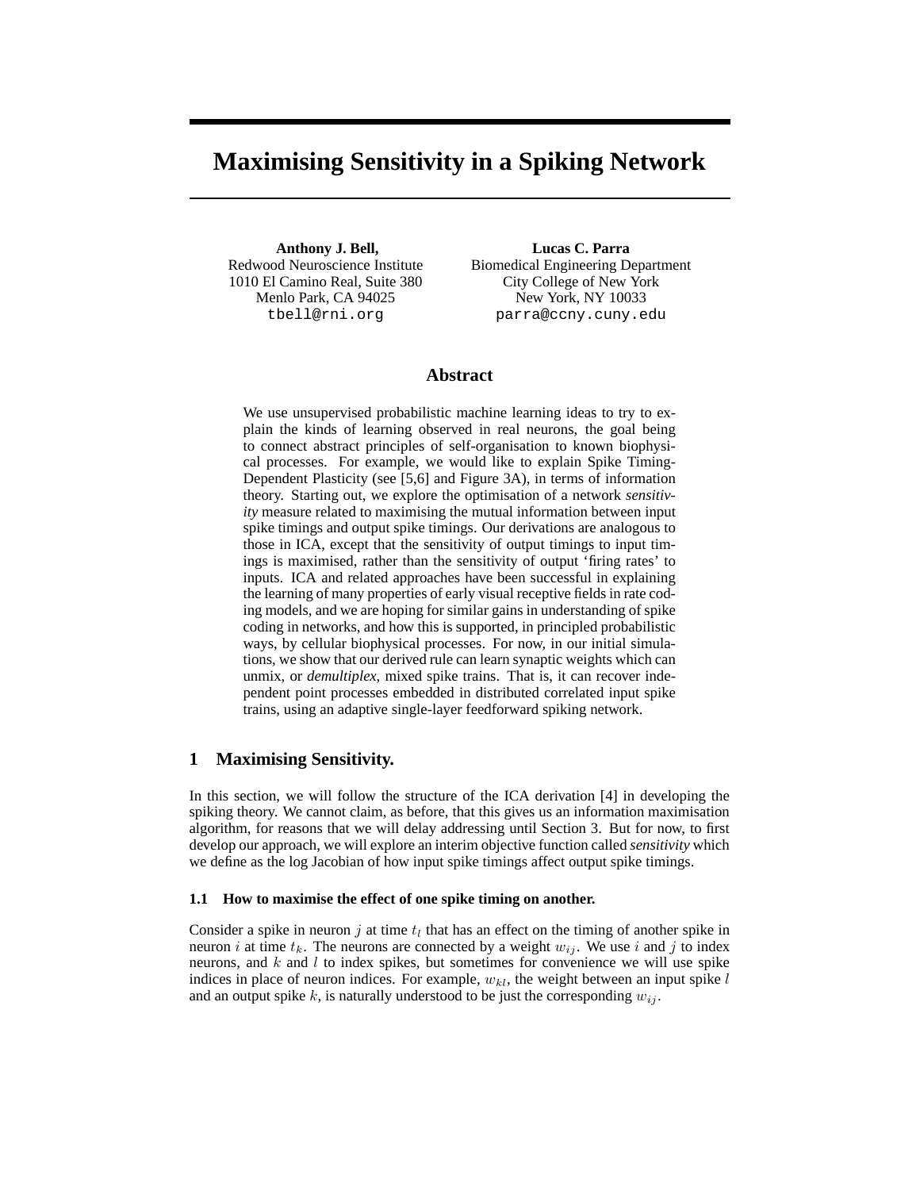# Maximising Sensitivity in a Spiking Network

**Anthony J. Bell,**
Redwood Neuroscience Institute
1010 El Camino Real, Suite 380
Menlo Park, CA 94025
tbell@rni.org

**Lucas C. Parra**
Biomedical Engineering Department
City College of New York
New York, NY 10033
parra@ccny.cuny.edu

## Abstract

We use unsupervised probabilistic machine learning ideas to try to explain the kinds of learning observed in real neurons, the goal being to connect abstract principles of self-organisation to known biophysical processes. For example, we would like to explain Spike Timing-Dependent Plasticity (see [5,6] and Figure 3A), in terms of information theory. Starting out, we explore the optimisation of a network *sensitivity* measure related to maximising the mutual information between input spike timings and output spike timings. Our derivations are analogous to those in ICA, except that the sensitivity of output timings to input timings is maximised, rather than the sensitivity of output 'firing rates' to inputs. ICA and related approaches have been successful in explaining the learning of many properties of early visual receptive fields in rate coding models, and we are hoping for similar gains in understanding of spike coding in networks, and how this is supported, in principled probabilistic ways, by cellular biophysical processes. For now, in our initial simulations, we show that our derived rule can learn synaptic weights which can unmix, or *demultiplex*, mixed spike trains. That is, it can recover independent point processes embedded in distributed correlated input spike trains, using an adaptive single-layer feedforward spiking network.

## 1 Maximising Sensitivity.

In this section, we will follow the structure of the ICA derivation [4] in developing the spiking theory. We cannot claim, as before, that this gives us an information maximisation algorithm, for reasons that we will delay addressing until Section 3. But for now, to first develop our approach, we will explore an interim objective function called *sensitivity* which we define as the log Jacobian of how input spike timings affect output spike timings.

### 1.1 How to maximise the effect of one spike timing on another.

Consider a spike in neuron $j$ at time $t_l$ that has an effect on the timing of another spike in neuron $i$ at time $t_k$. The neurons are connected by a weight $w_{ij}$. We use $i$ and $j$ to index neurons, and $k$ and $l$ to index spikes, but sometimes for convenience we will use spike indices in place of neuron indices. For example, $w_{kl}$, the weight between an input spike $l$ and an output spike $k$, is naturally understood to be just the corresponding $w_{ij}$.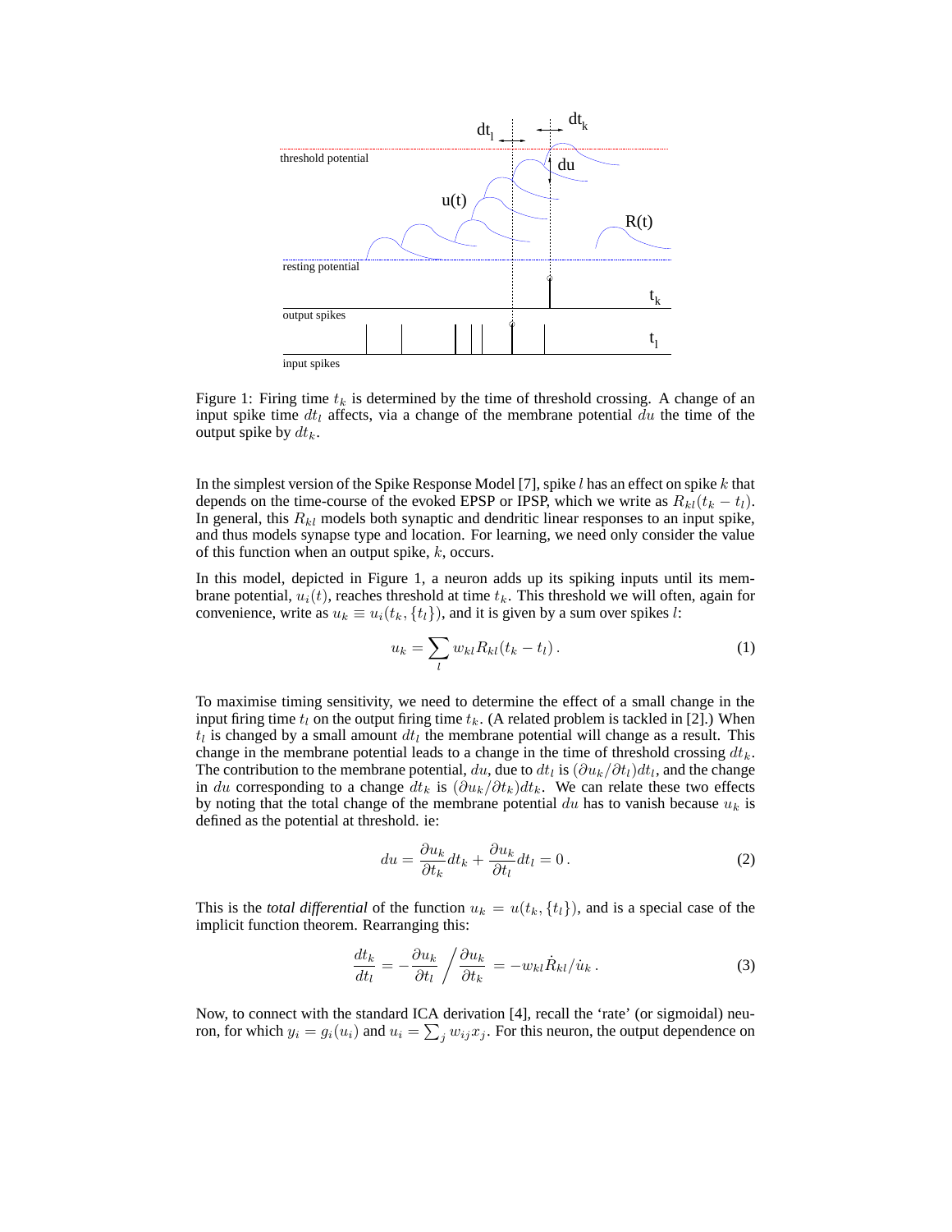Figure 1: Firing time $t_k$ is determined by the time of threshold crossing. A change of an input spike time $dt_l$ affects, via a change of the membrane potential $du$ the time of the output spike by $dt_k$.

In the simplest version of the Spike Response Model [7], spike $l$ has an effect on spike $k$ that depends on the time-course of the evoked EPSP or IPSP, which we write as $R_{kl}(t_k - t_l)$. In general, this $R_{kl}$ models both synaptic and dendritic linear responses to an input spike, and thus models synapse type and location. For learning, we need only consider the value of this function when an output spike, $k$, occurs.

In this model, depicted in Figure 1, a neuron adds up its spiking inputs until its membrane potential, $u_i(t)$, reaches threshold at time $t_k$. This threshold we will often, again for convenience, write as $u_k \equiv u_i(t_k, \{t_l\})$, and it is given by a sum over spikes $l$:

$$u_k = \sum_l w_{kl} R_{kl}(t_k - t_l)\,. \tag{1}$$

To maximise timing sensitivity, we need to determine the effect of a small change in the input firing time $t_l$ on the output firing time $t_k$. (A related problem is tackled in [2].) When $t_l$ is changed by a small amount $dt_l$ the membrane potential will change as a result. This change in the membrane potential leads to a change in the time of threshold crossing $dt_k$. The contribution to the membrane potential, $du$, due to $dt_l$ is $(\partial u_k / \partial t_l) dt_l$, and the change in $du$ corresponding to a change $dt_k$ is $(\partial u_k / \partial t_k) dt_k$. We can relate these two effects by noting that the total change of the membrane potential $du$ has to vanish because $u_k$ is defined as the potential at threshold. ie:

$$du = \frac{\partial u_k}{\partial t_k} dt_k + \frac{\partial u_k}{\partial t_l} dt_l = 0\,. \tag{2}$$

This is the *total differential* of the function $u_k = u(t_k, \{t_l\})$, and is a special case of the implicit function theorem. Rearranging this:

$$\frac{dt_k}{dt_l} = -\frac{\partial u_k}{\partial t_l} \Bigg/ \frac{\partial u_k}{\partial t_k} = -w_{kl} \dot{R}_{kl} / \dot{u}_k\,. \tag{3}$$

Now, to connect with the standard ICA derivation [4], recall the 'rate' (or sigmoidal) neuron, for which $y_i = g_i(u_i)$ and $u_i = \sum_j w_{ij} x_j$. For this neuron, the output dependence on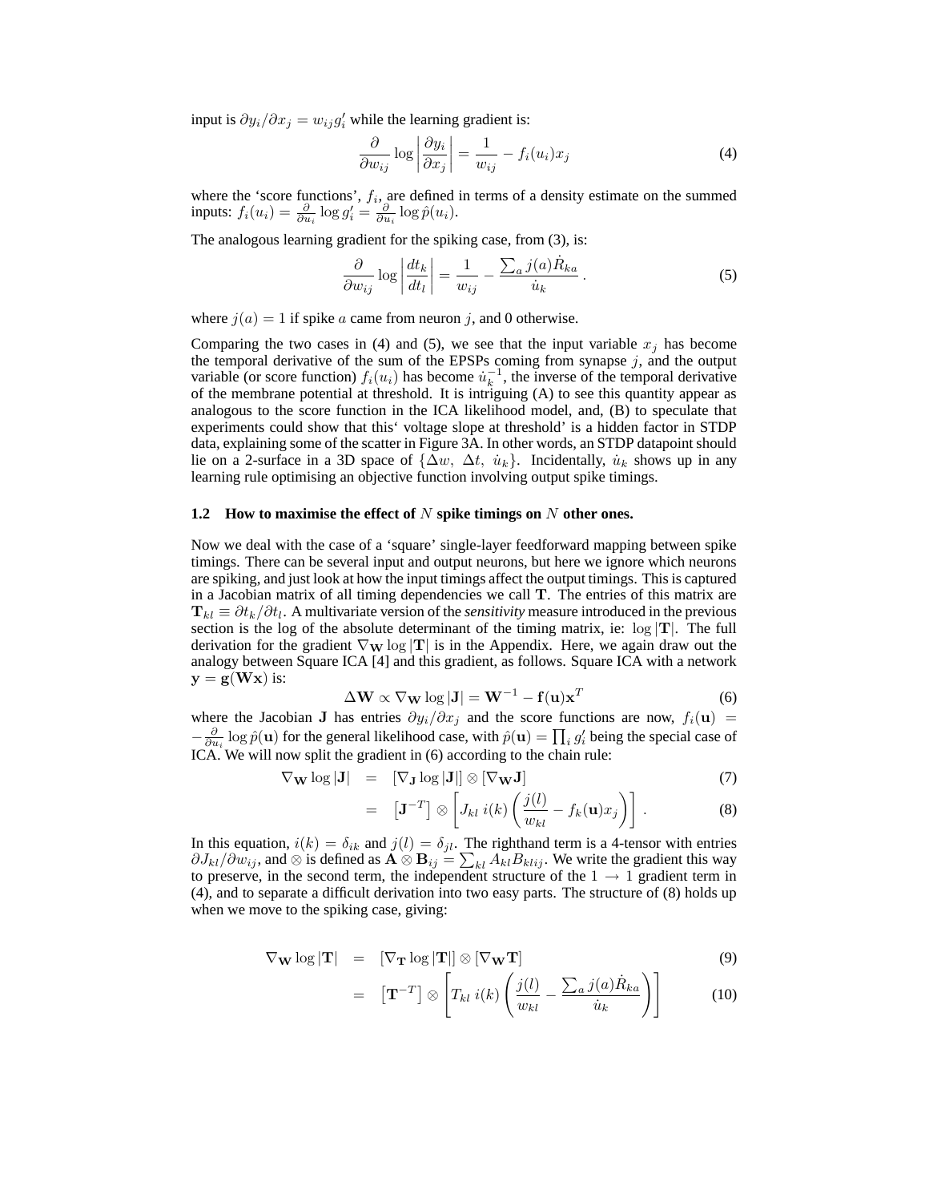input is $\partial y_i/\partial x_j = w_{ij} g'_i$ while the learning gradient is:

$$\frac{\partial}{\partial w_{ij}} \log \left| \frac{\partial y_i}{\partial x_j} \right| = \frac{1}{w_{ij}} - f_i(u_i) x_j \tag{4}$$

where the 'score functions', $f_i$, are defined in terms of a density estimate on the summed inputs: $f_i(u_i) = \frac{\partial}{\partial u_i} \log g'_i = \frac{\partial}{\partial u_i} \log \hat{p}(u_i)$.

The analogous learning gradient for the spiking case, from (3), is:

$$\frac{\partial}{\partial w_{ij}} \log \left| \frac{dt_k}{dt_l} \right| = \frac{1}{w_{ij}} - \frac{\sum_a j(a) \dot{R}_{ka}}{\dot{u}_k} \, . \tag{5}$$

where $j(a) = 1$ if spike $a$ came from neuron $j$, and 0 otherwise.

Comparing the two cases in (4) and (5), we see that the input variable $x_j$ has become the temporal derivative of the sum of the EPSPs coming from synapse $j$, and the output variable (or score function) $f_i(u_i)$ has become $\dot{u}_k^{-1}$, the inverse of the temporal derivative of the membrane potential at threshold. It is intriguing (A) to see this quantity appear as analogous to the score function in the ICA likelihood model, and, (B) to speculate that experiments could show that this' voltage slope at threshold' is a hidden factor in STDP data, explaining some of the scatter in Figure 3A. In other words, an STDP datapoint should lie on a 2-surface in a 3D space of $\{\Delta w, \ \Delta t, \ \dot{u}_k\}$. Incidentally, $\dot{u}_k$ shows up in any learning rule optimising an objective function involving output spike timings.

### 1.2 How to maximise the effect of $N$ spike timings on $N$ other ones.

Now we deal with the case of a 'square' single-layer feedforward mapping between spike timings. There can be several input and output neurons, but here we ignore which neurons are spiking, and just look at how the input timings affect the output timings. This is captured in a Jacobian matrix of all timing dependencies we call $\mathbf{T}$. The entries of this matrix are $\mathbf{T}_{kl} \equiv \partial t_k / \partial t_l$. A multivariate version of the *sensitivity* measure introduced in the previous section is the log of the absolute determinant of the timing matrix, ie: $\log |\mathbf{T}|$. The full derivation for the gradient $\nabla_{\mathbf{W}} \log |\mathbf{T}|$ is in the Appendix. Here, we again draw out the analogy between Square ICA [4] and this gradient, as follows. Square ICA with a network $\mathbf{y} = \mathbf{g}(\mathbf{W}\mathbf{x})$ is:

$$\Delta \mathbf{W} \propto \nabla_{\mathbf{W}} \log |\mathbf{J}| = \mathbf{W}^{-1} - \mathbf{f}(\mathbf{u}) \mathbf{x}^T \tag{6}$$

where the Jacobian $\mathbf{J}$ has entries $\partial y_i / \partial x_j$ and the score functions are now, $f_i(\mathbf{u}) = -\frac{\partial}{\partial u_i} \log \hat{p}(\mathbf{u})$ for the general likelihood case, with $\hat{p}(\mathbf{u}) = \prod_i g'_i$ being the special case of ICA. We will now split the gradient in (6) according to the chain rule:

$$\nabla_{\mathbf{W}} \log |\mathbf{J}| = [\nabla_{\mathbf{J}} \log |\mathbf{J}|] \otimes [\nabla_{\mathbf{W}} \mathbf{J}] \tag{7}$$

$$= \left[ \mathbf{J}^{-T} \right] \otimes \left[ J_{kl} \ i(k) \left( \frac{j(l)}{w_{kl}} - f_k(\mathbf{u}) x_j \right) \right] . \tag{8}$$

In this equation, $i(k) = \delta_{ik}$ and $j(l) = \delta_{jl}$. The righthand term is a 4-tensor with entries $\partial J_{kl} / \partial w_{ij}$, and $\otimes$ is defined as $\mathbf{A} \otimes \mathbf{B}_{ij} = \sum_{kl} A_{kl} B_{klij}$. We write the gradient this way to preserve, in the second term, the independent structure of the $1 \to 1$ gradient term in (4), and to separate a difficult derivation into two easy parts. The structure of (8) holds up when we move to the spiking case, giving:

$$\nabla_{\mathbf{W}} \log |\mathbf{T}| = [\nabla_{\mathbf{T}} \log |\mathbf{T}|] \otimes [\nabla_{\mathbf{W}} \mathbf{T}] \tag{9}$$

$$= \left[ \mathbf{T}^{-T} \right] \otimes \left[ T_{kl} \ i(k) \left( \frac{j(l)}{w_{kl}} - \frac{\sum_a j(a) \dot{R}_{ka}}{\dot{u}_k} \right) \right] \tag{10}$$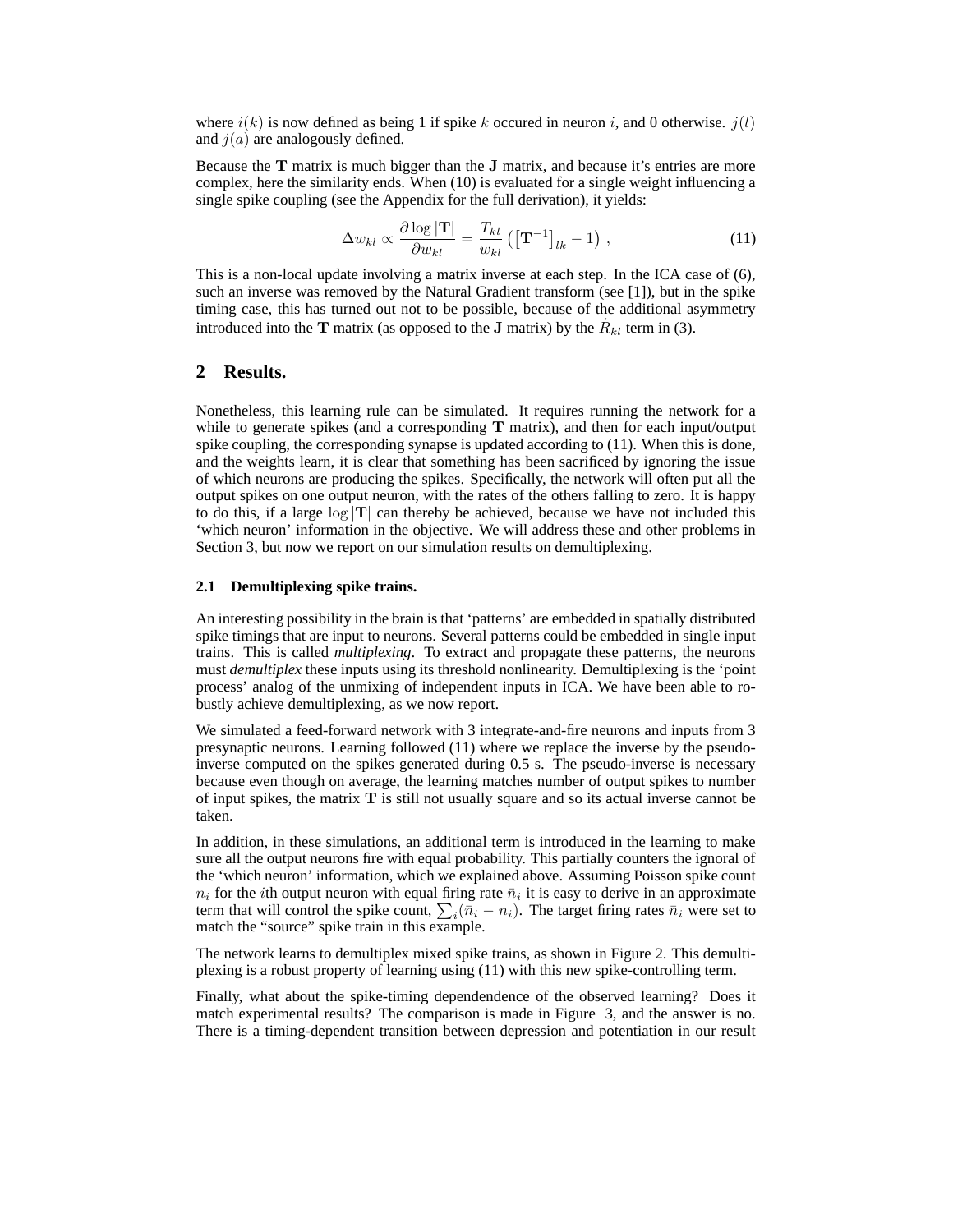where $i(k)$ is now defined as being 1 if spike $k$ occured in neuron $i$, and 0 otherwise. $j(l)$ and $j(a)$ are analogously defined.

Because the $\mathbf{T}$ matrix is much bigger than the $\mathbf{J}$ matrix, and because it's entries are more complex, here the similarity ends. When (10) is evaluated for a single weight influencing a single spike coupling (see the Appendix for the full derivation), it yields:

$$\Delta w_{kl} \propto \frac{\partial \log |\mathbf{T}|}{\partial w_{kl}} = \frac{T_{kl}}{w_{kl}} \left( \left[ \mathbf{T}^{-1} \right]_{lk} - 1 \right) , \tag{11}$$

This is a non-local update involving a matrix inverse at each step. In the ICA case of (6), such an inverse was removed by the Natural Gradient transform (see [1]), but in the spike timing case, this has turned out not to be possible, because of the additional asymmetry introduced into the $\mathbf{T}$ matrix (as opposed to the $\mathbf{J}$ matrix) by the $\dot{R}_{kl}$ term in (3).

## 2 Results.

Nonetheless, this learning rule can be simulated. It requires running the network for a while to generate spikes (and a corresponding $\mathbf{T}$ matrix), and then for each input/output spike coupling, the corresponding synapse is updated according to (11). When this is done, and the weights learn, it is clear that something has been sacrificed by ignoring the issue of which neurons are producing the spikes. Specifically, the network will often put all the output spikes on one output neuron, with the rates of the others falling to zero. It is happy to do this, if a large $\log |\mathbf{T}|$ can thereby be achieved, because we have not included this 'which neuron' information in the objective. We will address these and other problems in Section 3, but now we report on our simulation results on demultiplexing.

### 2.1 Demultiplexing spike trains.

An interesting possibility in the brain is that 'patterns' are embedded in spatially distributed spike timings that are input to neurons. Several patterns could be embedded in single input trains. This is called *multiplexing*. To extract and propagate these patterns, the neurons must *demultiplex* these inputs using its threshold nonlinearity. Demultiplexing is the 'point process' analog of the unmixing of independent inputs in ICA. We have been able to robustly achieve demultiplexing, as we now report.

We simulated a feed-forward network with 3 integrate-and-fire neurons and inputs from 3 presynaptic neurons. Learning followed (11) where we replace the inverse by the pseudo-inverse computed on the spikes generated during 0.5 s. The pseudo-inverse is necessary because even though on average, the learning matches number of output spikes to number of input spikes, the matrix $\mathbf{T}$ is still not usually square and so its actual inverse cannot be taken.

In addition, in these simulations, an additional term is introduced in the learning to make sure all the output neurons fire with equal probability. This partially counters the ignoral of the 'which neuron' information, which we explained above. Assuming Poisson spike count $n_i$ for the $i$th output neuron with equal firing rate $\bar{n}_i$ it is easy to derive in an approximate term that will control the spike count, $\sum_i (\bar{n}_i - n_i)$. The target firing rates $\bar{n}_i$ were set to match the "source" spike train in this example.

The network learns to demultiplex mixed spike trains, as shown in Figure 2. This demultiplexing is a robust property of learning using (11) with this new spike-controlling term.

Finally, what about the spike-timing dependendence of the observed learning? Does it match experimental results? The comparison is made in Figure 3, and the answer is no. There is a timing-dependent transition between depression and potentiation in our result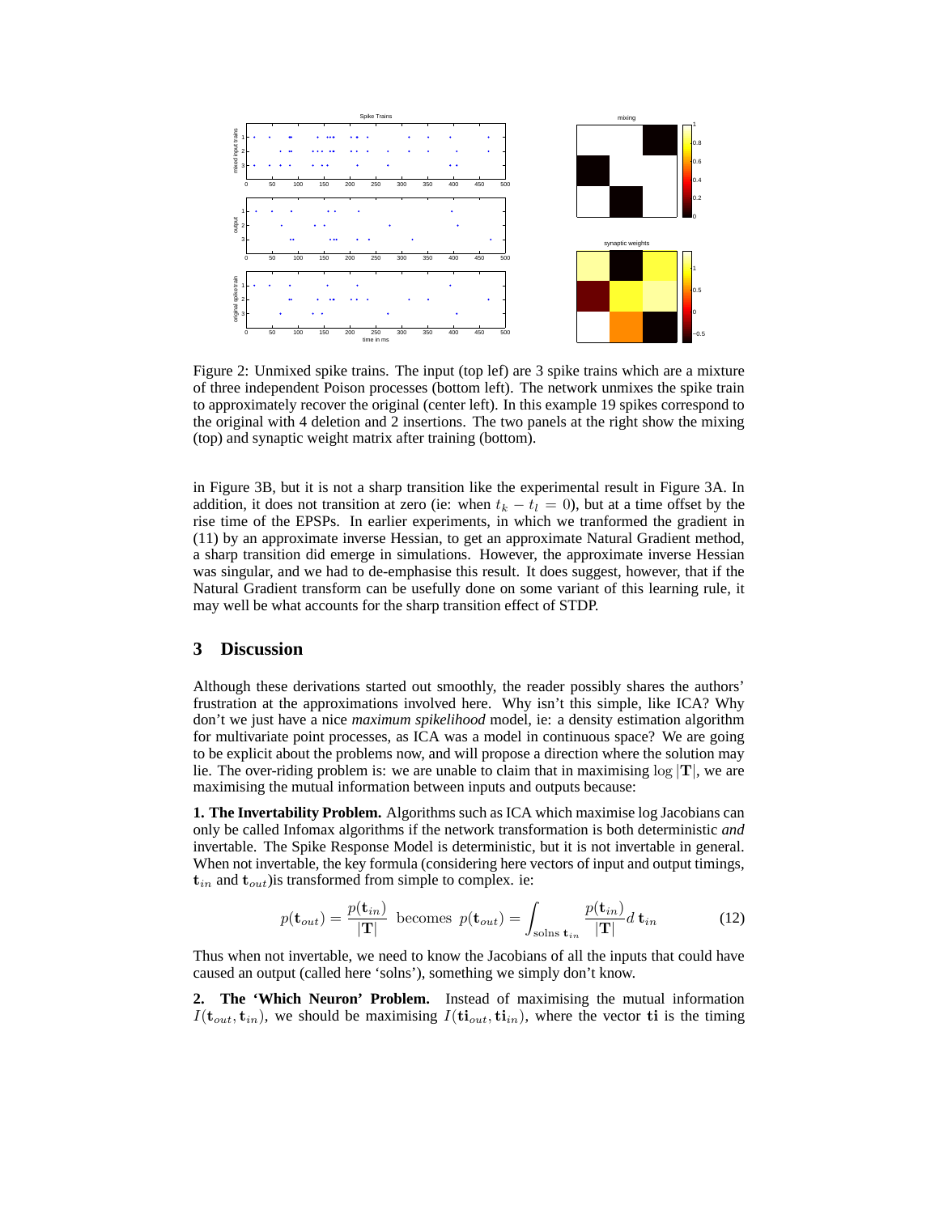Figure 2: Unmixed spike trains. The input (top lef) are 3 spike trains which are a mixture of three independent Poison processes (bottom left). The network unmixes the spike train to approximately recover the original (center left). In this example 19 spikes correspond to the original with 4 deletion and 2 insertions. The two panels at the right show the mixing (top) and synaptic weight matrix after training (bottom).

in Figure 3B, but it is not a sharp transition like the experimental result in Figure 3A. In addition, it does not transition at zero (ie: when $t_k - t_l = 0$), but at a time offset by the rise time of the EPSPs. In earlier experiments, in which we tranformed the gradient in (11) by an approximate inverse Hessian, to get an approximate Natural Gradient method, a sharp transition did emerge in simulations. However, the approximate inverse Hessian was singular, and we had to de-emphasise this result. It does suggest, however, that if the Natural Gradient transform can be usefully done on some variant of this learning rule, it may well be what accounts for the sharp transition effect of STDP.

## 3 Discussion

Although these derivations started out smoothly, the reader possibly shares the authors' frustration at the approximations involved here. Why isn't this simple, like ICA? Why don't we just have a nice *maximum spikelihood* model, ie: a density estimation algorithm for multivariate point processes, as ICA was a model in continuous space? We are going to be explicit about the problems now, and will propose a direction where the solution may lie. The over-riding problem is: we are unable to claim that in maximising $\log |\mathbf{T}|$, we are maximising the mutual information between inputs and outputs because:

**1. The Invertability Problem.** Algorithms such as ICA which maximise log Jacobians can only be called Infomax algorithms if the network transformation is both deterministic *and* invertable. The Spike Response Model is deterministic, but it is not invertable in general. When not invertable, the key formula (considering here vectors of input and output timings, $\mathbf{t}_{in}$ and $\mathbf{t}_{out}$)is transformed from simple to complex. ie:

$$p(\mathbf{t}_{out}) = \frac{p(\mathbf{t}_{in})}{|\mathbf{T}|} \text{ becomes } p(\mathbf{t}_{out}) = \int_{\text{solns } \mathbf{t}_{in}} \frac{p(\mathbf{t}_{in})}{|\mathbf{T}|} d\, \mathbf{t}_{in} \tag{12}$$

Thus when not invertable, we need to know the Jacobians of all the inputs that could have caused an output (called here 'solns'), something we simply don't know.

**2. The 'Which Neuron' Problem.** Instead of maximising the mutual information $I(\mathbf{t}_{out}, \mathbf{t}_{in})$, we should be maximising $I(\mathbf{ti}_{out}, \mathbf{ti}_{in})$, where the vector $\mathbf{ti}$ is the timing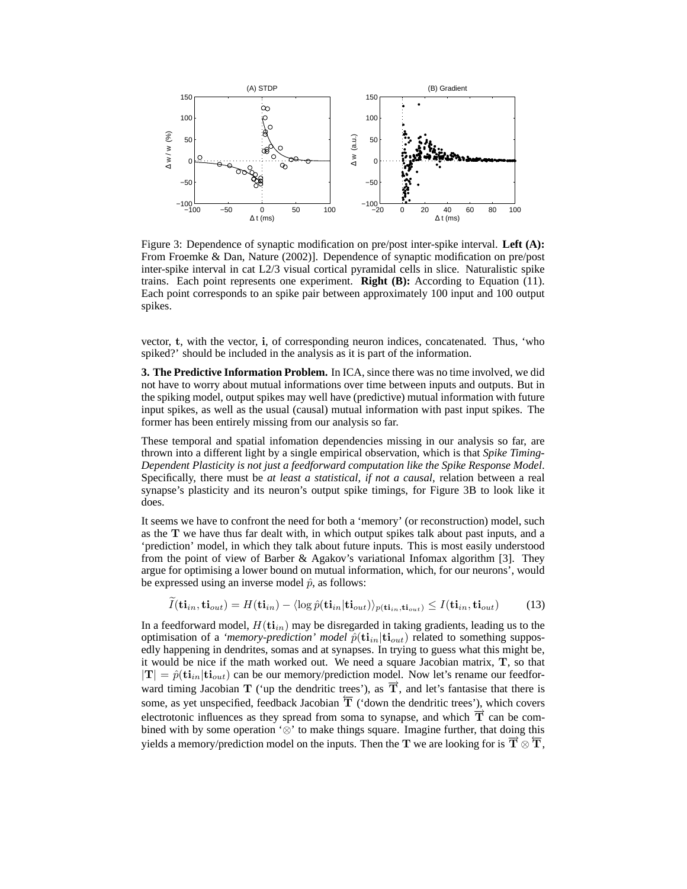Figure 3: Dependence of synaptic modification on pre/post inter-spike interval. **Left (A):** From Froemke & Dan, Nature (2002)]. Dependence of synaptic modification on pre/post inter-spike interval in cat L2/3 visual cortical pyramidal cells in slice. Naturalistic spike trains. Each point represents one experiment. **Right (B):** According to Equation (11). Each point corresponds to an spike pair between approximately 100 input and 100 output spikes.

vector, $\mathbf{t}$, with the vector, $\mathbf{i}$, of corresponding neuron indices, concatenated. Thus, 'who spiked?' should be included in the analysis as it is part of the information.

**3. The Predictive Information Problem.** In ICA, since there was no time involved, we did not have to worry about mutual informations over time between inputs and outputs. But in the spiking model, output spikes may well have (predictive) mutual information with future input spikes, as well as the usual (causal) mutual information with past input spikes. The former has been entirely missing from our analysis so far.

These temporal and spatial infomation dependencies missing in our analysis so far, are thrown into a different light by a single empirical observation, which is that *Spike Timing-Dependent Plasticity is not just a feedforward computation like the Spike Response Model*. Specifically, there must be *at least a statistical, if not a causal*, relation between a real synapse's plasticity and its neuron's output spike timings, for Figure 3B to look like it does.

It seems we have to confront the need for both a 'memory' (or reconstruction) model, such as the $\mathbf{T}$ we have thus far dealt with, in which output spikes talk about past inputs, and a 'prediction' model, in which they talk about future inputs. This is most easily understood from the point of view of Barber & Agakov's variational Infomax algorithm [3]. They argue for optimising a lower bound on mutual information, which, for our neurons', would be expressed using an inverse model $\hat{p}$, as follows:

$$\widetilde{I}(\mathbf{ti}_{in}, \mathbf{ti}_{out}) = H(\mathbf{ti}_{in}) - \langle \log \hat{p}(\mathbf{ti}_{in}|\mathbf{ti}_{out}) \rangle_{p(\mathbf{ti}_{in}, \mathbf{ti}_{out})} \leq I(\mathbf{ti}_{in}, \mathbf{ti}_{out}) \qquad (13)$$

In a feedforward model, $H(\mathbf{ti}_{in})$ may be disregarded in taking gradients, leading us to the optimisation of a *'memory-prediction' model* $\hat{p}(\mathbf{ti}_{in}|\mathbf{ti}_{out})$ related to something supposedly happening in dendrites, somas and at synapses. In trying to guess what this might be, it would be nice if the math worked out. We need a square Jacobian matrix, $\mathbf{T}$, so that $|\mathbf{T}| = \hat{p}(\mathbf{ti}_{in}|\mathbf{ti}_{out})$ can be our memory/prediction model. Now let's rename our feedforward timing Jacobian $\mathbf{T}$ ('up the dendritic trees'), as $\overrightarrow{\mathbf{T}}$, and let's fantasise that there is some, as yet unspecified, feedback Jacobian $\overleftarrow{\mathbf{T}}$ ('down the dendritic trees'), which covers electrotonic influences as they spread from soma to synapse, and which $\overrightarrow{\mathbf{T}}$ can be combined with by some operation '$\otimes$' to make things square. Imagine further, that doing this yields a memory/prediction model on the inputs. Then the $\mathbf{T}$ we are looking for is $\overrightarrow{\mathbf{T}} \otimes \overleftarrow{\mathbf{T}}$,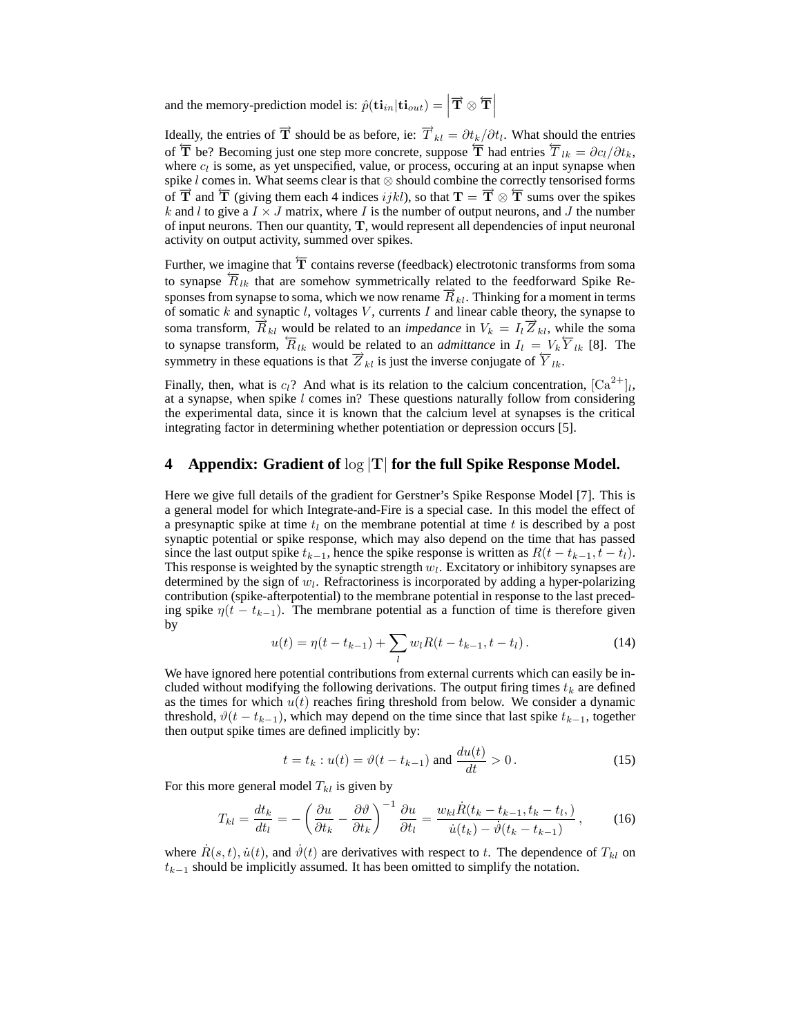and the memory-prediction model is: $\hat{p}(\mathbf{ti}_{in}|\mathbf{ti}_{out}) = \left|\overrightarrow{\mathbf{T}} \otimes \overleftarrow{\mathbf{T}}\right|$

Ideally, the entries of $\overrightarrow{\mathbf{T}}$ should be as before, ie: $\overrightarrow{T}_{kl} = \partial t_k/\partial t_l$. What should the entries of $\overleftarrow{\mathbf{T}}$ be? Becoming just one step more concrete, suppose $\overleftarrow{\mathbf{T}}$ had entries $\overleftarrow{T}_{lk} = \partial c_l/\partial t_k$, where $c_l$ is some, as yet unspecified, value, or process, occuring at an input synapse when spike $l$ comes in. What seems clear is that $\otimes$ should combine the correctly tensorised forms of $\overrightarrow{\mathbf{T}}$ and $\overleftarrow{\mathbf{T}}$ (giving them each 4 indices $ijkl$), so that $\mathbf{T} = \overrightarrow{\mathbf{T}} \otimes \overleftarrow{\mathbf{T}}$ sums over the spikes $k$ and $l$ to give a $I \times J$ matrix, where $I$ is the number of output neurons, and $J$ the number of input neurons. Then our quantity, $\mathbf{T}$, would represent all dependencies of input neuronal activity on output activity, summed over spikes.

Further, we imagine that $\overleftarrow{\mathbf{T}}$ contains reverse (feedback) electrotonic transforms from soma to synapse $\overleftarrow{R}_{lk}$ that are somehow symmetrically related to the feedforward Spike Responses from synapse to soma, which we now rename $\overrightarrow{R}_{kl}$. Thinking for a moment in terms of somatic $k$ and synaptic $l$, voltages $V$, currents $I$ and linear cable theory, the synapse to soma transform, $\overrightarrow{R}_{kl}$ would be related to an *impedance* in $V_k = I_l \overrightarrow{Z}_{kl}$, while the soma to synapse transform, $\overleftarrow{R}_{lk}$ would be related to an *admittance* in $I_l = V_k \overleftarrow{Y}_{lk}$ [8]. The symmetry in these equations is that $\overrightarrow{Z}_{kl}$ is just the inverse conjugate of $\overleftarrow{Y}_{lk}$.

Finally, then, what is $c_l$? And what is its relation to the calcium concentration, $[\mathrm{Ca}^{2+}]_l$, at a synapse, when spike $l$ comes in? These questions naturally follow from considering the experimental data, since it is known that the calcium level at synapses is the critical integrating factor in determining whether potentiation or depression occurs [5].

## 4 Appendix: Gradient of $\log|\mathbf{T}|$ for the full Spike Response Model.

Here we give full details of the gradient for Gerstner's Spike Response Model [7]. This is a general model for which Integrate-and-Fire is a special case. In this model the effect of a presynaptic spike at time $t_l$ on the membrane potential at time $t$ is described by a post synaptic potential or spike response, which may also depend on the time that has passed since the last output spike $t_{k-1}$, hence the spike response is written as $R(t - t_{k-1}, t - t_l)$. This response is weighted by the synaptic strength $w_l$. Excitatory or inhibitory synapses are determined by the sign of $w_l$. Refractoriness is incorporated by adding a hyper-polarizing contribution (spike-afterpotential) to the membrane potential in response to the last preceding spike $\eta(t - t_{k-1})$. The membrane potential as a function of time is therefore given by

$$u(t) = \eta(t - t_{k-1}) + \sum_l w_l R(t - t_{k-1}, t - t_l)\,. \tag{14}$$

We have ignored here potential contributions from external currents which can easily be included without modifying the following derivations. The output firing times $t_k$ are defined as the times for which $u(t)$ reaches firing threshold from below. We consider a dynamic threshold, $\vartheta(t - t_{k-1})$, which may depend on the time since that last spike $t_{k-1}$, together then output spike times are defined implicitly by:

$$t = t_k : u(t) = \vartheta(t - t_{k-1}) \text{ and } \frac{du(t)}{dt} > 0\,. \tag{15}$$

For this more general model $T_{kl}$ is given by

$$T_{kl} = \frac{dt_k}{dt_l} = -\left(\frac{\partial u}{\partial t_k} - \frac{\partial \vartheta}{\partial t_k}\right)^{-1} \frac{\partial u}{\partial t_l} = \frac{w_{kl} \dot{R}(t_k - t_{k-1}, t_k - t_l,)}{\dot{u}(t_k) - \dot{\vartheta}(t_k - t_{k-1})}\,, \tag{16}$$

where $\dot{R}(s,t)$, $\dot{u}(t)$, and $\dot{\vartheta}(t)$ are derivatives with respect to $t$. The dependence of $T_{kl}$ on $t_{k-1}$ should be implicitly assumed. It has been omitted to simplify the notation.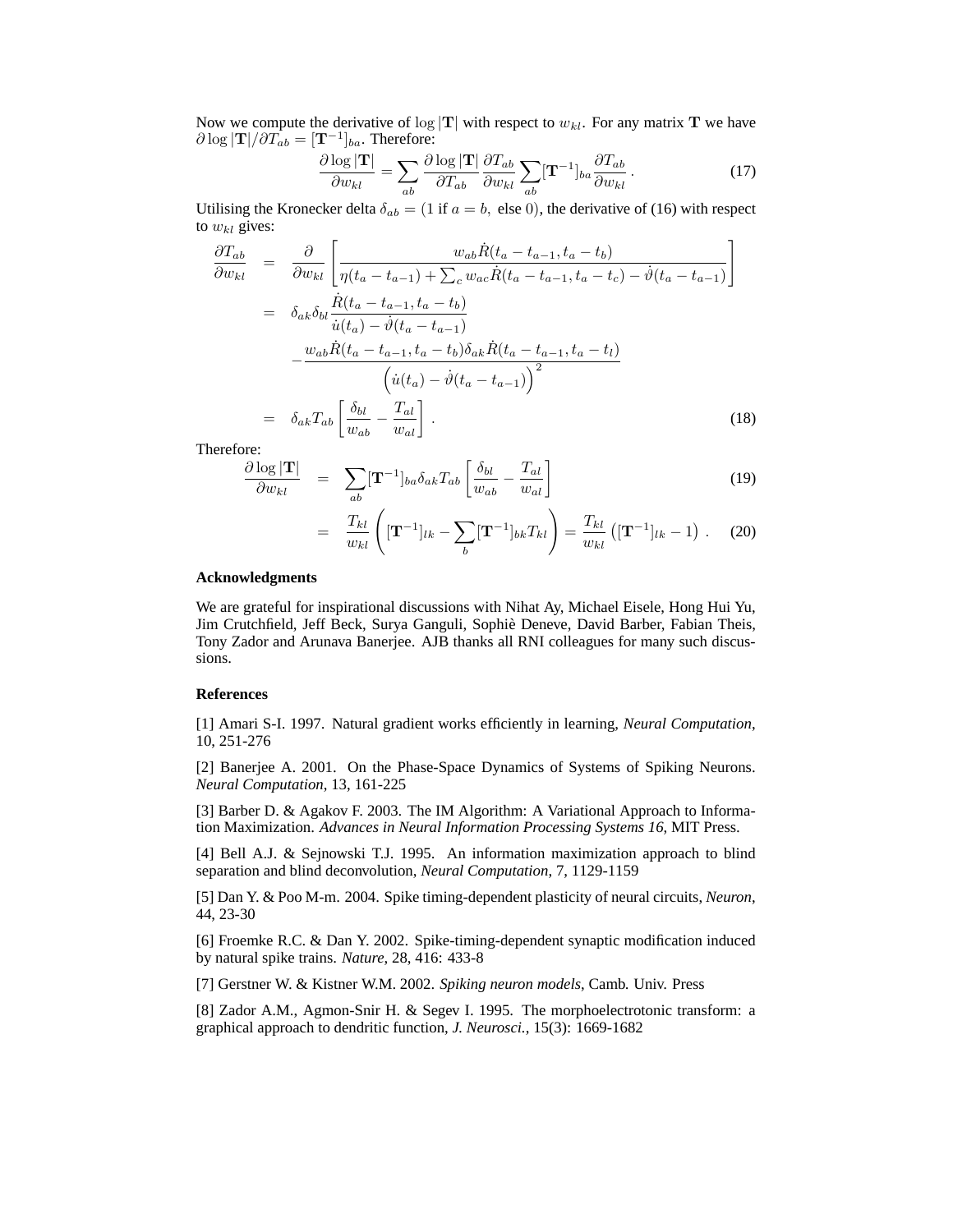Now we compute the derivative of $\log |\mathbf{T}|$ with respect to $w_{kl}$. For any matrix $\mathbf{T}$ we have $\partial \log |\mathbf{T}|/\partial T_{ab} = [\mathbf{T}^{-1}]_{ba}$. Therefore:

$$
\frac{\partial \log |\mathbf{T}|}{\partial w_{kl}} = \sum_{ab} \frac{\partial \log |\mathbf{T}|}{\partial T_{ab}} \frac{\partial T_{ab}}{\partial w_{kl}} \sum_{ab} [\mathbf{T}^{-1}]_{ba} \frac{\partial T_{ab}}{\partial w_{kl}} . \tag{17}
$$

Utilising the Kronecker delta $\delta_{ab} = (1 \text{ if } a = b, \text{ else } 0)$, the derivative of (16) with respect to $w_{kl}$ gives:

$$
\begin{aligned}
\frac{\partial T_{ab}}{\partial w_{kl}} &= \frac{\partial}{\partial w_{kl}} \left[ \frac{w_{ab} \dot{R}(t_a - t_{a-1}, t_a - t_b)}{\eta(t_a - t_{a-1}) + \sum_c w_{ac} \dot{R}(t_a - t_{a-1}, t_a - t_c) - \dot{\vartheta}(t_a - t_{a-1})} \right] \\
&= \delta_{ak} \delta_{bl} \frac{\dot{R}(t_a - t_{a-1}, t_a - t_b)}{\dot{u}(t_a) - \dot{\vartheta}(t_a - t_{a-1})} \\
&\quad - \frac{w_{ab} \dot{R}(t_a - t_{a-1}, t_a - t_b) \delta_{ak} \dot{R}(t_a - t_{a-1}, t_a - t_l)}{\left( \dot{u}(t_a) - \dot{\vartheta}(t_a - t_{a-1}) \right)^2} \\
&= \delta_{ak} T_{ab} \left[ \frac{\delta_{bl}}{w_{ab}} - \frac{T_{al}}{w_{al}} \right] .
\end{aligned} \tag{18}
$$

Therefore:

$$
\begin{aligned}
\frac{\partial \log |\mathbf{T}|}{\partial w_{kl}} &= \sum_{ab} [\mathbf{T}^{-1}]_{ba} \delta_{ak} T_{ab} \left[ \frac{\delta_{bl}}{w_{ab}} - \frac{T_{al}}{w_{al}} \right] && (19) \\
&= \frac{T_{kl}}{w_{kl}} \left( [\mathbf{T}^{-1}]_{lk} - \sum_b [\mathbf{T}^{-1}]_{bk} T_{kl} \right) = \frac{T_{kl}}{w_{kl}} \left( [\mathbf{T}^{-1}]_{lk} - 1 \right) . && (20)
\end{aligned}
$$

### Acknowledgments

We are grateful for inspirational discussions with Nihat Ay, Michael Eisele, Hong Hui Yu, Jim Crutchfield, Jeff Beck, Surya Ganguli, Sophiè Deneve, David Barber, Fabian Theis, Tony Zador and Arunava Banerjee. AJB thanks all RNI colleagues for many such discussions.

### References

[1] Amari S-I. 1997. Natural gradient works efficiently in learning, *Neural Computation*, 10, 251-276

[2] Banerjee A. 2001. On the Phase-Space Dynamics of Systems of Spiking Neurons. *Neural Computation*, 13, 161-225

[3] Barber D. & Agakov F. 2003. The IM Algorithm: A Variational Approach to Information Maximization. *Advances in Neural Information Processing Systems 16*, MIT Press.

[4] Bell A.J. & Sejnowski T.J. 1995. An information maximization approach to blind separation and blind deconvolution, *Neural Computation*, 7, 1129-1159

[5] Dan Y. & Poo M-m. 2004. Spike timing-dependent plasticity of neural circuits, *Neuron*, 44, 23-30

[6] Froemke R.C. & Dan Y. 2002. Spike-timing-dependent synaptic modification induced by natural spike trains. *Nature*, 28, 416: 433-8

[7] Gerstner W. & Kistner W.M. 2002. *Spiking neuron models*, Camb. Univ. Press

[8] Zador A.M., Agmon-Snir H. & Segev I. 1995. The morphoelectrotonic transform: a graphical approach to dendritic function, *J. Neurosci.*, 15(3): 1669-1682